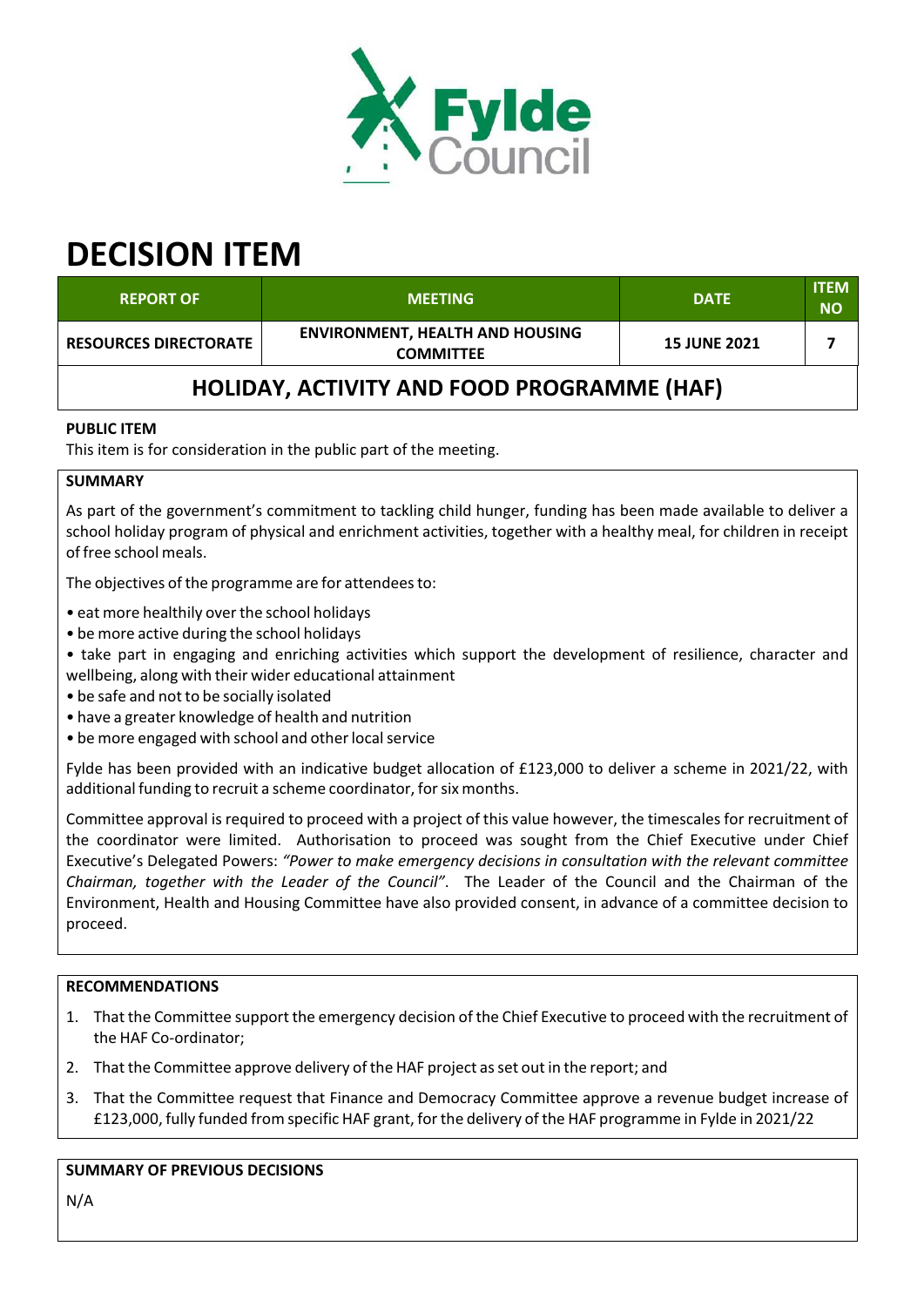Fylde Council

# DECISION ITEM

| REPORT OF | MEETING | DATE | ITEM NO |
|---|---|---|---|
| RESOURCES DIRECTORATE | ENVIRONMENT, HEALTH AND HOUSING COMMITTEE | 15 JUNE 2021 | 7 |

## HOLIDAY, ACTIVITY AND FOOD PROGRAMME (HAF)

**PUBLIC ITEM**

This item is for consideration in the public part of the meeting.

**SUMMARY**

As part of the government's commitment to tackling child hunger, funding has been made available to deliver a school holiday program of physical and enrichment activities, together with a healthy meal, for children in receipt of free school meals.

The objectives of the programme are for attendees to:

- eat more healthily over the school holidays
- be more active during the school holidays
- take part in engaging and enriching activities which support the development of resilience, character and wellbeing, along with their wider educational attainment
- be safe and not to be socially isolated
- have a greater knowledge of health and nutrition
- be more engaged with school and other local service

Fylde has been provided with an indicative budget allocation of £123,000 to deliver a scheme in 2021/22, with additional funding to recruit a scheme coordinator, for six months.

Committee approval is required to proceed with a project of this value however, the timescales for recruitment of the coordinator were limited. Authorisation to proceed was sought from the Chief Executive under Chief Executive's Delegated Powers: *"Power to make emergency decisions in consultation with the relevant committee Chairman, together with the Leader of the Council"*. The Leader of the Council and the Chairman of the Environment, Health and Housing Committee have also provided consent, in advance of a committee decision to proceed.

**RECOMMENDATIONS**

1. That the Committee support the emergency decision of the Chief Executive to proceed with the recruitment of the HAF Co-ordinator;
2. That the Committee approve delivery of the HAF project as set out in the report; and
3. That the Committee request that Finance and Democracy Committee approve a revenue budget increase of £123,000, fully funded from specific HAF grant, for the delivery of the HAF programme in Fylde in 2021/22

**SUMMARY OF PREVIOUS DECISIONS**

N/A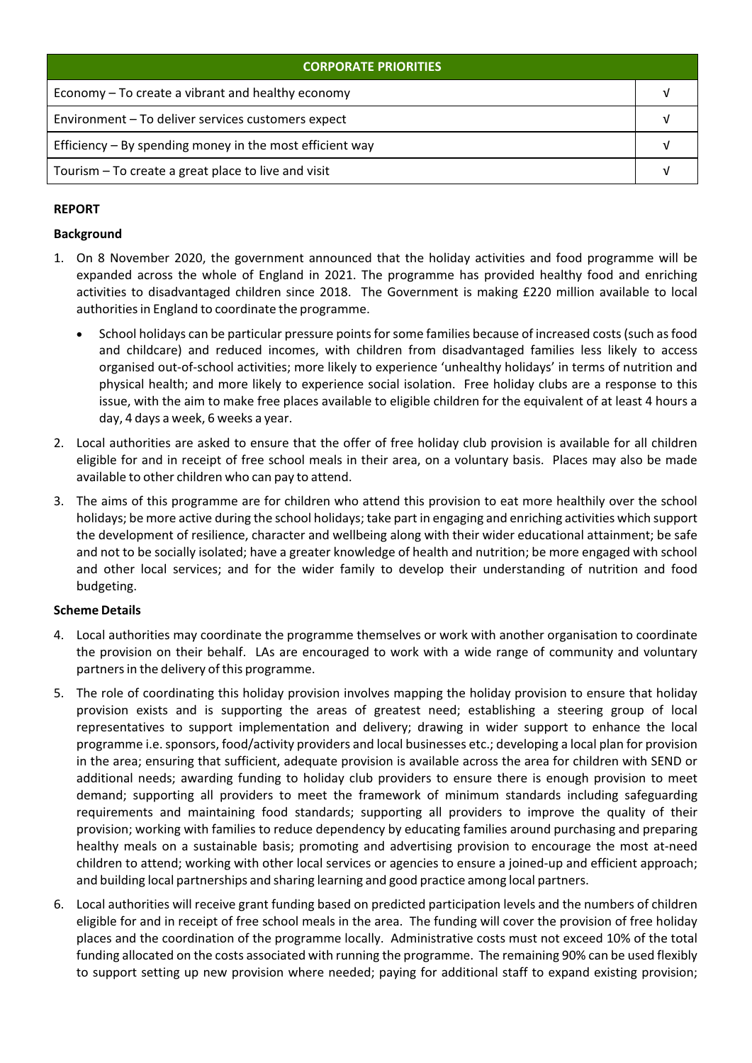| CORPORATE PRIORITIES | |
|---|---|
| Economy – To create a vibrant and healthy economy | √ |
| Environment – To deliver services customers expect | √ |
| Efficiency – By spending money in the most efficient way | √ |
| Tourism – To create a great place to live and visit | √ |

**REPORT**

**Background**

1. On 8 November 2020, the government announced that the holiday activities and food programme will be expanded across the whole of England in 2021. The programme has provided healthy food and enriching activities to disadvantaged children since 2018. The Government is making £220 million available to local authorities in England to coordinate the programme.

   - School holidays can be particular pressure points for some families because of increased costs (such as food and childcare) and reduced incomes, with children from disadvantaged families less likely to access organised out-of-school activities; more likely to experience 'unhealthy holidays' in terms of nutrition and physical health; and more likely to experience social isolation. Free holiday clubs are a response to this issue, with the aim to make free places available to eligible children for the equivalent of at least 4 hours a day, 4 days a week, 6 weeks a year.

2. Local authorities are asked to ensure that the offer of free holiday club provision is available for all children eligible for and in receipt of free school meals in their area, on a voluntary basis. Places may also be made available to other children who can pay to attend.

3. The aims of this programme are for children who attend this provision to eat more healthily over the school holidays; be more active during the school holidays; take part in engaging and enriching activities which support the development of resilience, character and wellbeing along with their wider educational attainment; be safe and not to be socially isolated; have a greater knowledge of health and nutrition; be more engaged with school and other local services; and for the wider family to develop their understanding of nutrition and food budgeting.

**Scheme Details**

4. Local authorities may coordinate the programme themselves or work with another organisation to coordinate the provision on their behalf. LAs are encouraged to work with a wide range of community and voluntary partners in the delivery of this programme.

5. The role of coordinating this holiday provision involves mapping the holiday provision to ensure that holiday provision exists and is supporting the areas of greatest need; establishing a steering group of local representatives to support implementation and delivery; drawing in wider support to enhance the local programme i.e. sponsors, food/activity providers and local businesses etc.; developing a local plan for provision in the area; ensuring that sufficient, adequate provision is available across the area for children with SEND or additional needs; awarding funding to holiday club providers to ensure there is enough provision to meet demand; supporting all providers to meet the framework of minimum standards including safeguarding requirements and maintaining food standards; supporting all providers to improve the quality of their provision; working with families to reduce dependency by educating families around purchasing and preparing healthy meals on a sustainable basis; promoting and advertising provision to encourage the most at-need children to attend; working with other local services or agencies to ensure a joined-up and efficient approach; and building local partnerships and sharing learning and good practice among local partners.

6. Local authorities will receive grant funding based on predicted participation levels and the numbers of children eligible for and in receipt of free school meals in the area. The funding will cover the provision of free holiday places and the coordination of the programme locally. Administrative costs must not exceed 10% of the total funding allocated on the costs associated with running the programme. The remaining 90% can be used flexibly to support setting up new provision where needed; paying for additional staff to expand existing provision;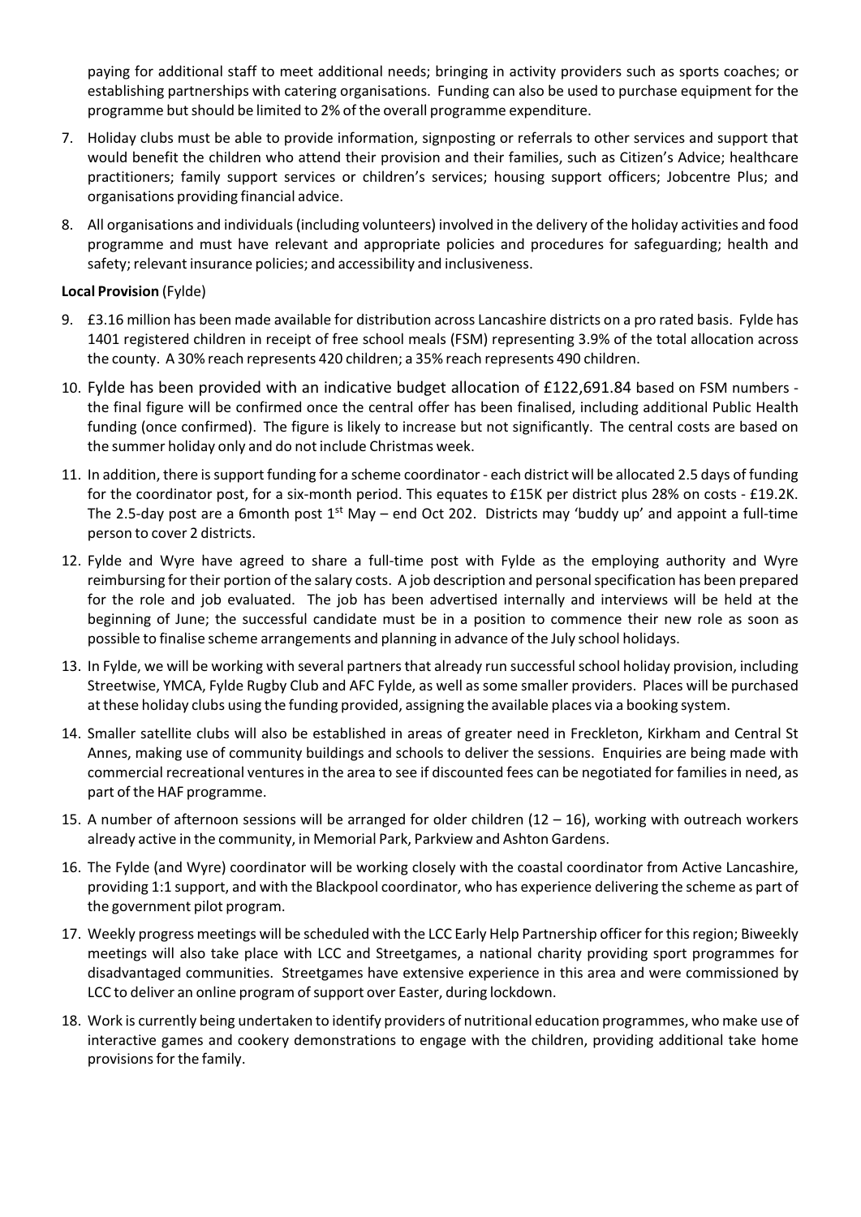paying for additional staff to meet additional needs; bringing in activity providers such as sports coaches; or establishing partnerships with catering organisations. Funding can also be used to purchase equipment for the programme but should be limited to 2% of the overall programme expenditure.

7. Holiday clubs must be able to provide information, signposting or referrals to other services and support that would benefit the children who attend their provision and their families, such as Citizen's Advice; healthcare practitioners; family support services or children's services; housing support officers; Jobcentre Plus; and organisations providing financial advice.
8. All organisations and individuals (including volunteers) involved in the delivery of the holiday activities and food programme and must have relevant and appropriate policies and procedures for safeguarding; health and safety; relevant insurance policies; and accessibility and inclusiveness.

**Local Provision** (Fylde)

9. £3.16 million has been made available for distribution across Lancashire districts on a pro rated basis. Fylde has 1401 registered children in receipt of free school meals (FSM) representing 3.9% of the total allocation across the county. A 30% reach represents 420 children; a 35% reach represents 490 children.
10. Fylde has been provided with an indicative budget allocation of £122,691.84 based on FSM numbers - the final figure will be confirmed once the central offer has been finalised, including additional Public Health funding (once confirmed). The figure is likely to increase but not significantly. The central costs are based on the summer holiday only and do not include Christmas week.
11. In addition, there is support funding for a scheme coordinator - each district will be allocated 2.5 days of funding for the coordinator post, for a six-month period. This equates to £15K per district plus 28% on costs - £19.2K. The 2.5-day post are a 6month post 1st May – end Oct 202. Districts may 'buddy up' and appoint a full-time person to cover 2 districts.
12. Fylde and Wyre have agreed to share a full-time post with Fylde as the employing authority and Wyre reimbursing for their portion of the salary costs. A job description and personal specification has been prepared for the role and job evaluated. The job has been advertised internally and interviews will be held at the beginning of June; the successful candidate must be in a position to commence their new role as soon as possible to finalise scheme arrangements and planning in advance of the July school holidays.
13. In Fylde, we will be working with several partners that already run successful school holiday provision, including Streetwise, YMCA, Fylde Rugby Club and AFC Fylde, as well as some smaller providers. Places will be purchased at these holiday clubs using the funding provided, assigning the available places via a booking system.
14. Smaller satellite clubs will also be established in areas of greater need in Freckleton, Kirkham and Central St Annes, making use of community buildings and schools to deliver the sessions. Enquiries are being made with commercial recreational ventures in the area to see if discounted fees can be negotiated for families in need, as part of the HAF programme.
15. A number of afternoon sessions will be arranged for older children (12 – 16), working with outreach workers already active in the community, in Memorial Park, Parkview and Ashton Gardens.
16. The Fylde (and Wyre) coordinator will be working closely with the coastal coordinator from Active Lancashire, providing 1:1 support, and with the Blackpool coordinator, who has experience delivering the scheme as part of the government pilot program.
17. Weekly progress meetings will be scheduled with the LCC Early Help Partnership officer for this region; Biweekly meetings will also take place with LCC and Streetgames, a national charity providing sport programmes for disadvantaged communities. Streetgames have extensive experience in this area and were commissioned by LCC to deliver an online program of support over Easter, during lockdown.
18. Work is currently being undertaken to identify providers of nutritional education programmes, who make use of interactive games and cookery demonstrations to engage with the children, providing additional take home provisions for the family.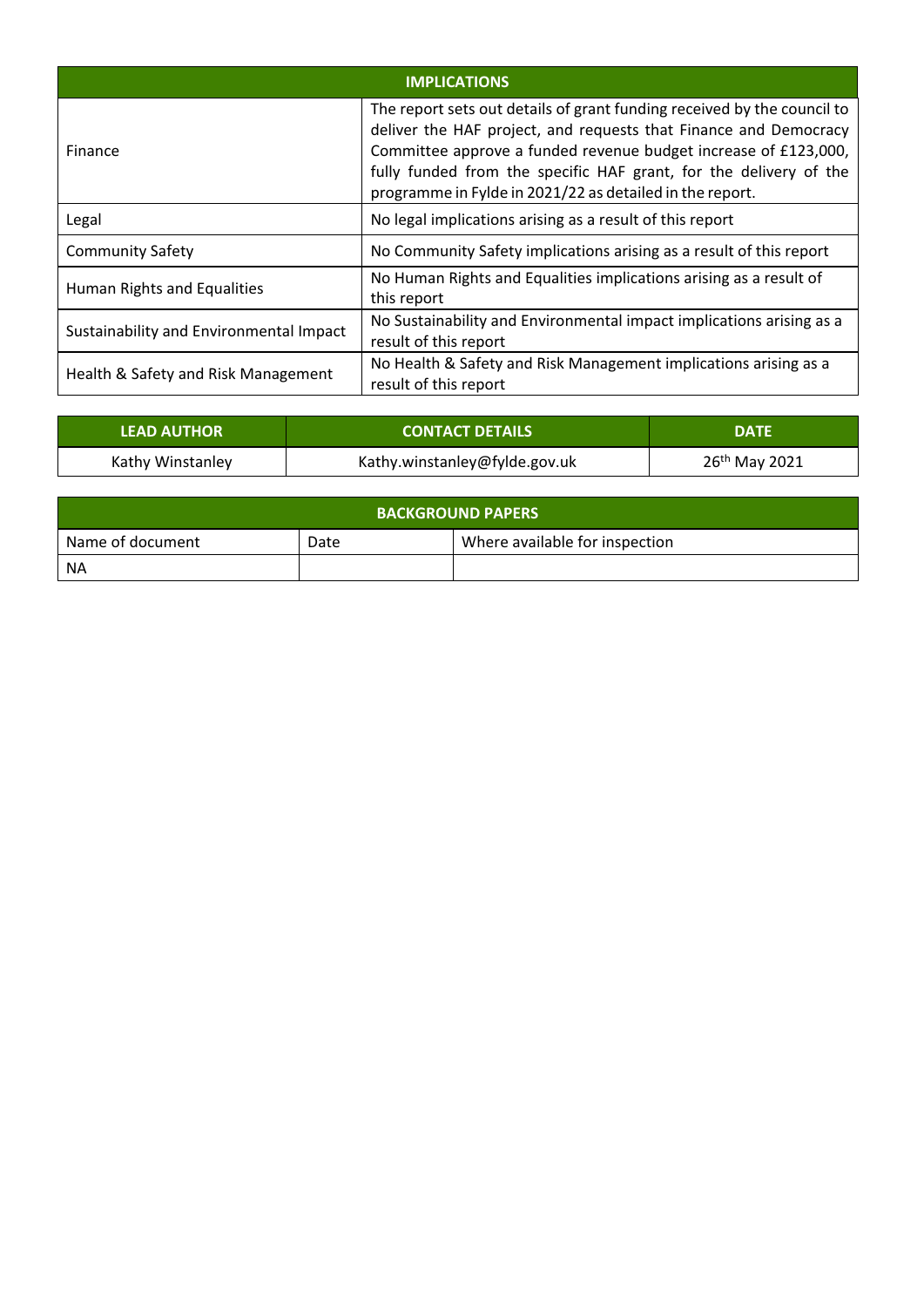| IMPLICATIONS | |
|---|---|
| Finance | The report sets out details of grant funding received by the council to deliver the HAF project, and requests that Finance and Democracy Committee approve a funded revenue budget increase of £123,000, fully funded from the specific HAF grant, for the delivery of the programme in Fylde in 2021/22 as detailed in the report. |
| Legal | No legal implications arising as a result of this report |
| Community Safety | No Community Safety implications arising as a result of this report |
| Human Rights and Equalities | No Human Rights and Equalities implications arising as a result of this report |
| Sustainability and Environmental Impact | No Sustainability and Environmental impact implications arising as a result of this report |
| Health & Safety and Risk Management | No Health & Safety and Risk Management implications arising as a result of this report |

| LEAD AUTHOR | CONTACT DETAILS | DATE |
|---|---|---|
| Kathy Winstanley | Kathy.winstanley@fylde.gov.uk | 26th May 2021 |

| BACKGROUND PAPERS | | |
|---|---|---|
| Name of document | Date | Where available for inspection |
| NA | | |